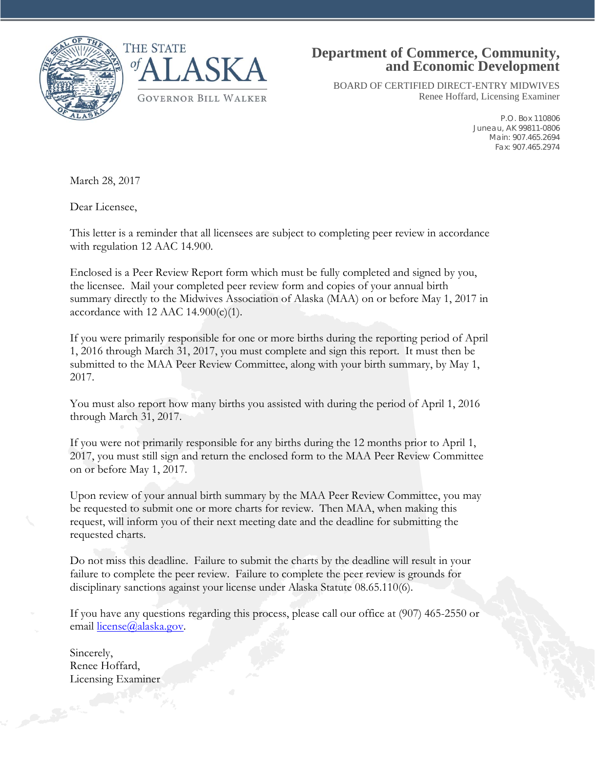THE STATE of ALASKA

GOVERNOR BILL WALKER

**Department of Commerce, Community, and Economic Development**

BOARD OF CERTIFIED DIRECT-ENTRY MIDWIVES
Renee Hoffard, Licensing Examiner

P.O. Box 110806
Juneau, AK 99811-0806
Main: 907.465.2694
Fax: 907.465.2974

March 28, 2017

Dear Licensee,

This letter is a reminder that all licensees are subject to completing peer review in accordance with regulation 12 AAC 14.900.

Enclosed is a Peer Review Report form which must be fully completed and signed by you, the licensee. Mail your completed peer review form and copies of your annual birth summary directly to the Midwives Association of Alaska (MAA) on or before May 1, 2017 in accordance with 12 AAC 14.900(c)(1).

If you were primarily responsible for one or more births during the reporting period of April 1, 2016 through March 31, 2017, you must complete and sign this report. It must then be submitted to the MAA Peer Review Committee, along with your birth summary, by May 1, 2017.

You must also report how many births you assisted with during the period of April 1, 2016 through March 31, 2017.

If you were not primarily responsible for any births during the 12 months prior to April 1, 2017, you must still sign and return the enclosed form to the MAA Peer Review Committee on or before May 1, 2017.

Upon review of your annual birth summary by the MAA Peer Review Committee, you may be requested to submit one or more charts for review. Then MAA, when making this request, will inform you of their next meeting date and the deadline for submitting the requested charts.

Do not miss this deadline. Failure to submit the charts by the deadline will result in your failure to complete the peer review. Failure to complete the peer review is grounds for disciplinary sanctions against your license under Alaska Statute 08.65.110(6).

If you have any questions regarding this process, please call our office at (907) 465-2550 or email license@alaska.gov.

Sincerely,
Renee Hoffard,
Licensing Examiner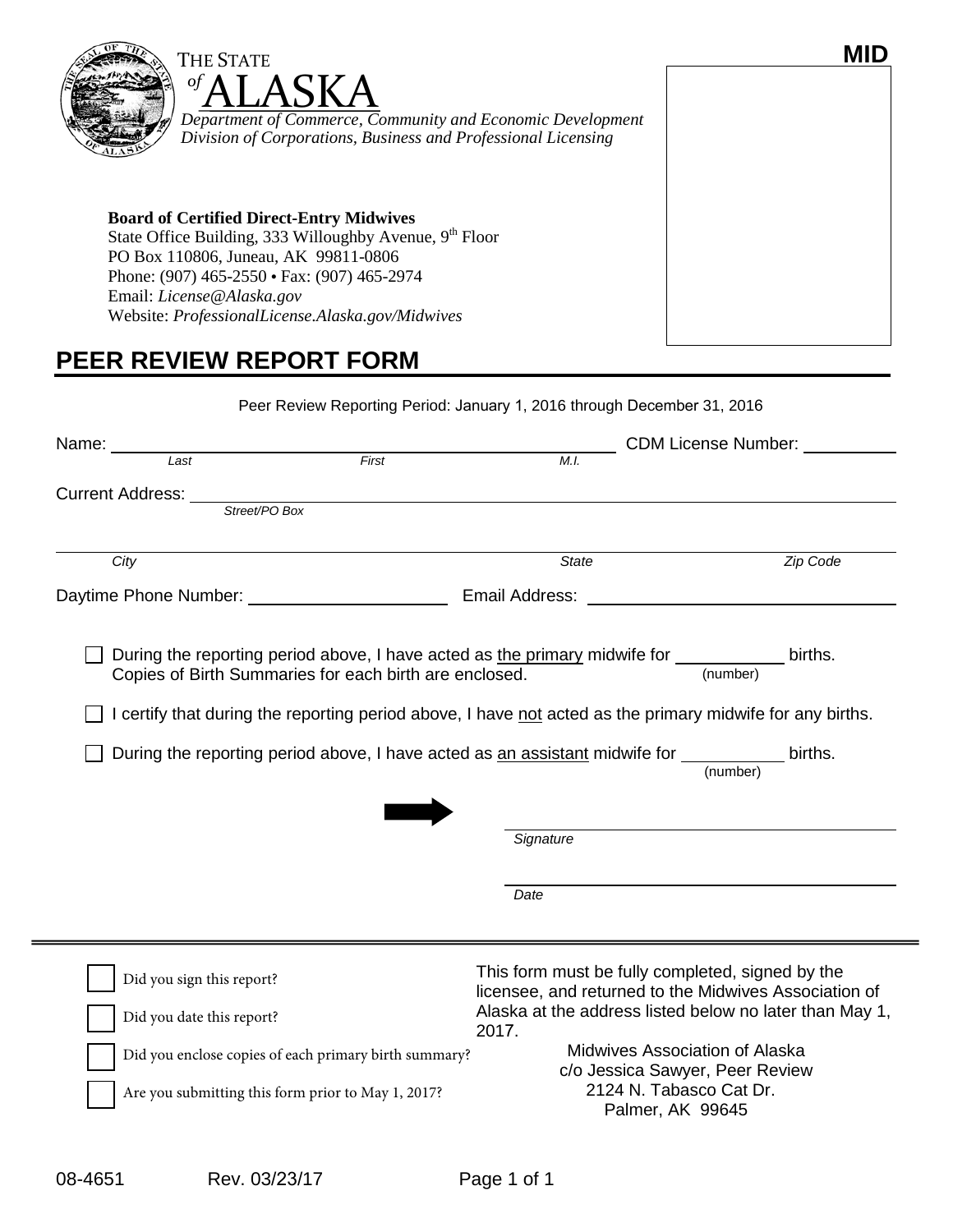THE STATE
of ALASKA

*Department of Commerce, Community and Economic Development*
*Division of Corporations, Business and Professional Licensing*

**MID**

**Board of Certified Direct-Entry Midwives**
State Office Building, 333 Willoughby Avenue, 9th Floor
PO Box 110806, Juneau, AK 99811-0806
Phone: (907) 465-2550 • Fax: (907) 465-2974
Email: *License@Alaska.gov*
Website: *ProfessionalLicense.Alaska.gov/Midwives*

# PEER REVIEW REPORT FORM

Peer Review Reporting Period: January 1, 2016 through December 31, 2016

Name: ______________________________ CDM License Number: __________
*Last* *First* *M.I.*

Current Address: ______________________________
*Street/PO Box*

______________________________
*City* *State* *Zip Code*

Daytime Phone Number: ____________________ Email Address: ____________________

☐ During the reporting period above, I have acted as the primary midwife for __________ births. Copies of Birth Summaries for each birth are enclosed. (number)

☐ I certify that during the reporting period above, I have not acted as the primary midwife for any births.

☐ During the reporting period above, I have acted as an assistant midwife for __________ births. (number)

______________________________
*Signature*

______________________________
*Date*

☐ Did you sign this report?

☐ Did you date this report?

☐ Did you enclose copies of each primary birth summary?

☐ Are you submitting this form prior to May 1, 2017?

This form must be fully completed, signed by the licensee, and returned to the Midwives Association of Alaska at the address listed below no later than May 1, 2017.

Midwives Association of Alaska
c/o Jessica Sawyer, Peer Review
2124 N. Tabasco Cat Dr.
Palmer, AK 99645

08-4651 Rev. 03/23/17